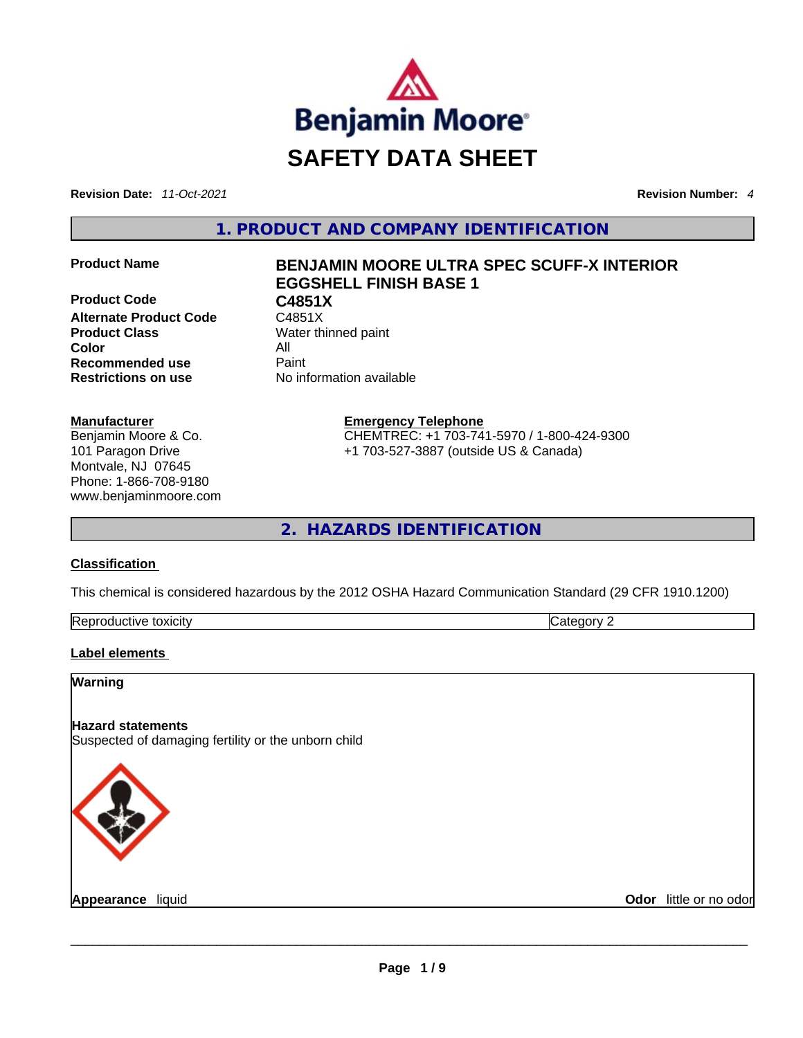Benjamin Moore

# SAFETY DATA SHEET

**Revision Date:** *11-Oct-2021* **Revision Number:** *4*

## 1. PRODUCT AND COMPANY IDENTIFICATION

| | |
|---|---|
| **Product Name** | **BENJAMIN MOORE ULTRA SPEC SCUFF-X INTERIOR EGGSHELL FINISH BASE 1** |
| **Product Code** | **C4851X** |
| **Alternate Product Code** | C4851X |
| **Product Class** | Water thinned paint |
| **Color** | All |
| **Recommended use** | Paint |
| **Restrictions on use** | No information available |

**Manufacturer**
Benjamin Moore & Co.
101 Paragon Drive
Montvale, NJ 07645
Phone: 1-866-708-9180
www.benjaminmoore.com

**Emergency Telephone**
CHEMTREC: +1 703-741-5970 / 1-800-424-9300
+1 703-527-3887 (outside US & Canada)

## 2. HAZARDS IDENTIFICATION

**Classification**

This chemical is considered hazardous by the 2012 OSHA Hazard Communication Standard (29 CFR 1910.1200)

| | |
|---|---|
| Reproductive toxicity | Category 2 |

**Label elements**

**Warning**

**Hazard statements**
Suspected of damaging fertility or the unborn child

**Appearance** liquid **Odor** little or no odor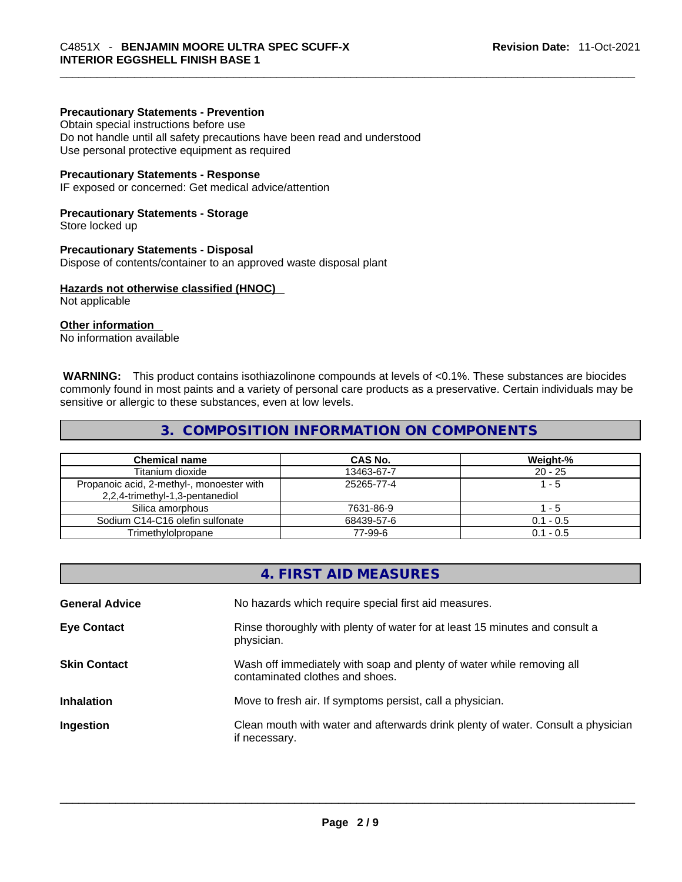**Precautionary Statements - Prevention**
Obtain special instructions before use
Do not handle until all safety precautions have been read and understood
Use personal protective equipment as required

**Precautionary Statements - Response**
IF exposed or concerned: Get medical advice/attention

**Precautionary Statements - Storage**
Store locked up

**Precautionary Statements - Disposal**
Dispose of contents/container to an approved waste disposal plant

**Hazards not otherwise classified (HNOC)**
Not applicable

**Other information**
No information available

**WARNING:** This product contains isothiazolinone compounds at levels of <0.1%. These substances are biocides commonly found in most paints and a variety of personal care products as a preservative. Certain individuals may be sensitive or allergic to these substances, even at low levels.

## 3. COMPOSITION INFORMATION ON COMPONENTS

| Chemical name | CAS No. | Weight-% |
|---|---|---|
| Titanium dioxide | 13463-67-7 | 20 - 25 |
| Propanoic acid, 2-methyl-, monoester with 2,2,4-trimethyl-1,3-pentanediol | 25265-77-4 | 1 - 5 |
| Silica amorphous | 7631-86-9 | 1 - 5 |
| Sodium C14-C16 olefin sulfonate | 68439-57-6 | 0.1 - 0.5 |
| Trimethylolpropane | 77-99-6 | 0.1 - 0.5 |

## 4. FIRST AID MEASURES

**General Advice** No hazards which require special first aid measures.

**Eye Contact** Rinse thoroughly with plenty of water for at least 15 minutes and consult a physician.

**Skin Contact** Wash off immediately with soap and plenty of water while removing all contaminated clothes and shoes.

**Inhalation** Move to fresh air. If symptoms persist, call a physician.

**Ingestion** Clean mouth with water and afterwards drink plenty of water. Consult a physician if necessary.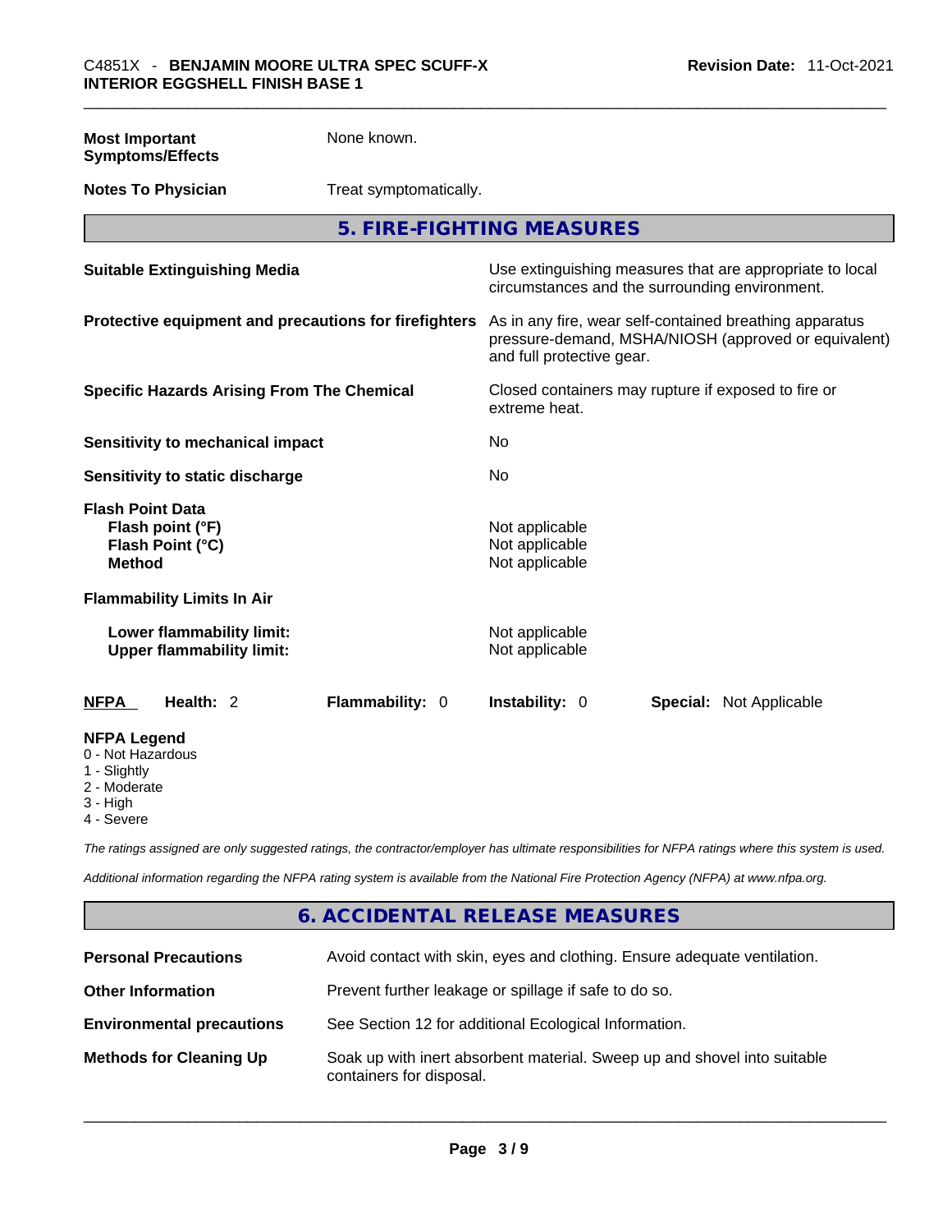| | |
|---|---|
| **Most Important Symptoms/Effects** | None known. |
| **Notes To Physician** | Treat symptomatically. |

## 5. FIRE-FIGHTING MEASURES

| | |
|---|---|
| **Suitable Extinguishing Media** | Use extinguishing measures that are appropriate to local circumstances and the surrounding environment. |
| **Protective equipment and precautions for firefighters** | As in any fire, wear self-contained breathing apparatus pressure-demand, MSHA/NIOSH (approved or equivalent) and full protective gear. |
| **Specific Hazards Arising From The Chemical** | Closed containers may rupture if exposed to fire or extreme heat. |
| **Sensitivity to mechanical impact** | No |
| **Sensitivity to static discharge** | No |

**Flash Point Data**

| | |
|---|---|
| **Flash point (°F)** | Not applicable |
| **Flash Point (°C)** | Not applicable |
| **Method** | Not applicable |

**Flammability Limits In Air**

| | |
|---|---|
| **Lower flammability limit:** | Not applicable |
| **Upper flammability limit:** | Not applicable |

| **NFPA** | **Health:** 2 | **Flammability:** 0 | **Instability:** 0 | **Special:** Not Applicable |
|---|---|---|---|---|

**NFPA Legend**
- 0 - Not Hazardous
- 1 - Slightly
- 2 - Moderate
- 3 - High
- 4 - Severe

*The ratings assigned are only suggested ratings, the contractor/employer has ultimate responsibilities for NFPA ratings where this system is used.*

*Additional information regarding the NFPA rating system is available from the National Fire Protection Agency (NFPA) at www.nfpa.org.*

## 6. ACCIDENTAL RELEASE MEASURES

| | |
|---|---|
| **Personal Precautions** | Avoid contact with skin, eyes and clothing. Ensure adequate ventilation. |
| **Other Information** | Prevent further leakage or spillage if safe to do so. |
| **Environmental precautions** | See Section 12 for additional Ecological Information. |
| **Methods for Cleaning Up** | Soak up with inert absorbent material. Sweep up and shovel into suitable containers for disposal. |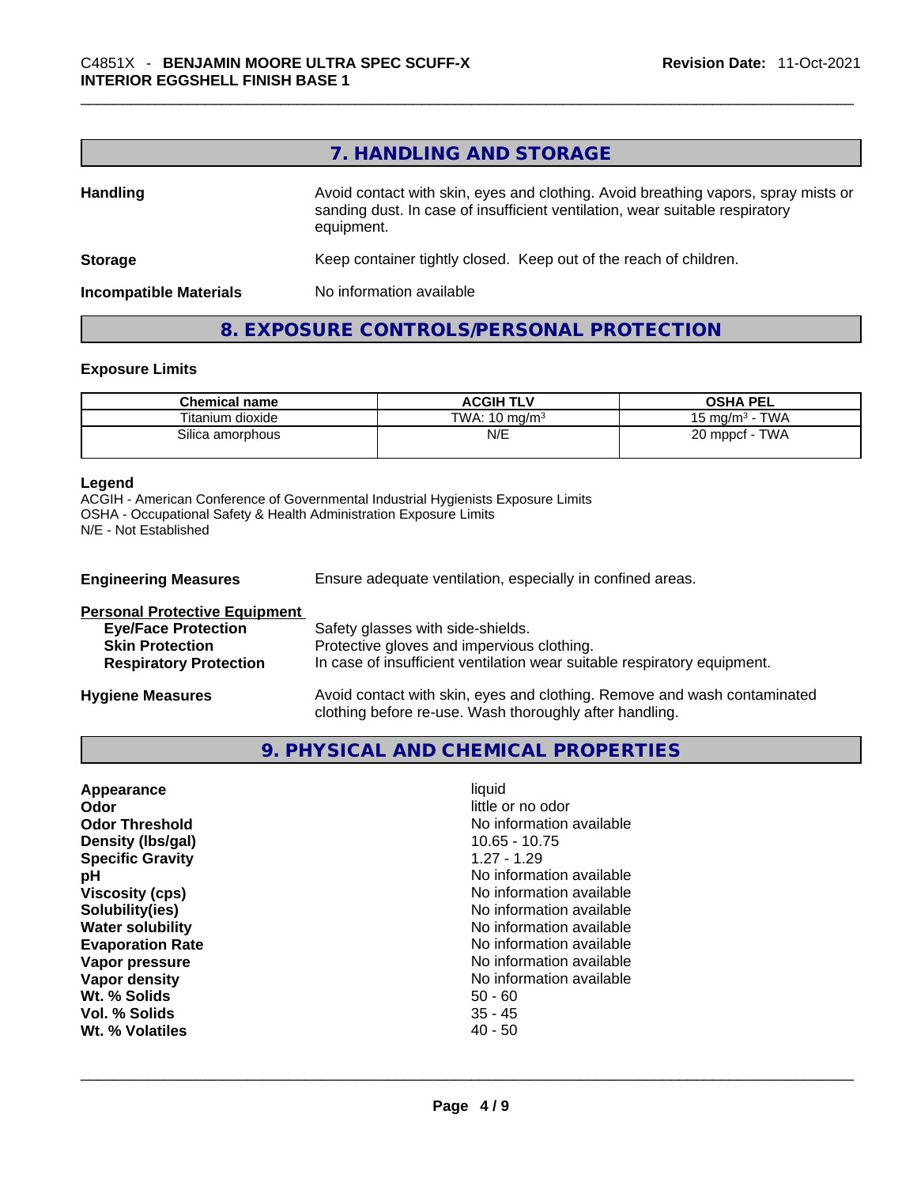## 7. HANDLING AND STORAGE

**Handling** Avoid contact with skin, eyes and clothing. Avoid breathing vapors, spray mists or sanding dust. In case of insufficient ventilation, wear suitable respiratory equipment.

**Storage** Keep container tightly closed. Keep out of the reach of children.

**Incompatible Materials** No information available

## 8. EXPOSURE CONTROLS/PERSONAL PROTECTION

### Exposure Limits

| Chemical name | ACGIH TLV | OSHA PEL |
| --- | --- | --- |
| Titanium dioxide | TWA: 10 mg/m³ | 15 mg/m³ - TWA |
| Silica amorphous | N/E | 20 mppcf - TWA |

**Legend**
ACGIH - American Conference of Governmental Industrial Hygienists Exposure Limits
OSHA - Occupational Safety & Health Administration Exposure Limits
N/E - Not Established

**Engineering Measures** Ensure adequate ventilation, especially in confined areas.

**Personal Protective Equipment**
- **Eye/Face Protection** Safety glasses with side-shields.
- **Skin Protection** Protective gloves and impervious clothing.
- **Respiratory Protection** In case of insufficient ventilation wear suitable respiratory equipment.

**Hygiene Measures** Avoid contact with skin, eyes and clothing. Remove and wash contaminated clothing before re-use. Wash thoroughly after handling.

## 9. PHYSICAL AND CHEMICAL PROPERTIES

| | |
| --- | --- |
| **Appearance** | liquid |
| **Odor** | little or no odor |
| **Odor Threshold** | No information available |
| **Density (lbs/gal)** | 10.65 - 10.75 |
| **Specific Gravity** | 1.27 - 1.29 |
| **pH** | No information available |
| **Viscosity (cps)** | No information available |
| **Solubility(ies)** | No information available |
| **Water solubility** | No information available |
| **Evaporation Rate** | No information available |
| **Vapor pressure** | No information available |
| **Vapor density** | No information available |
| **Wt. % Solids** | 50 - 60 |
| **Vol. % Solids** | 35 - 45 |
| **Wt. % Volatiles** | 40 - 50 |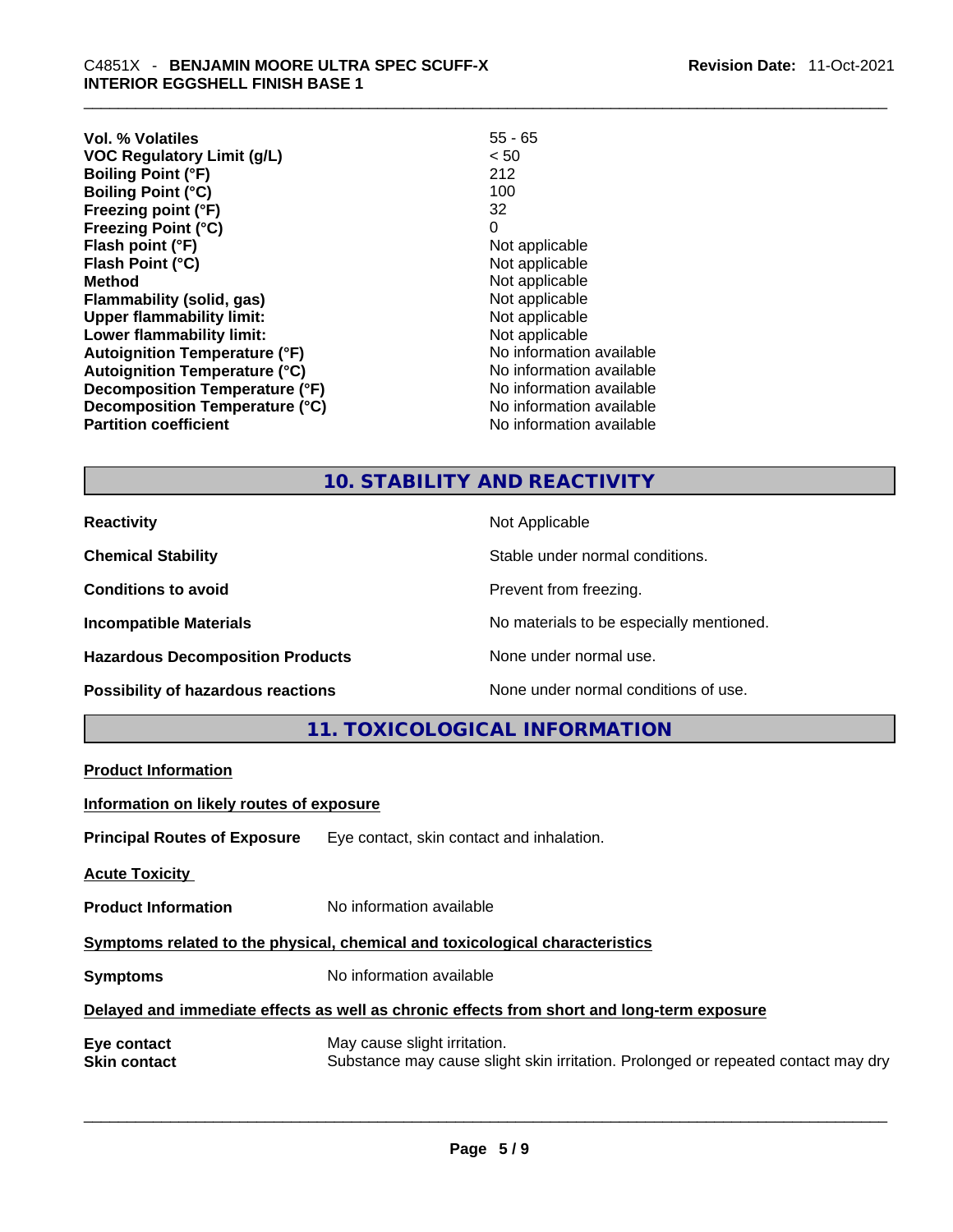| | |
|---|---|
| **Vol. % Volatiles** | 55 - 65 |
| **VOC Regulatory Limit (g/L)** | < 50 |
| **Boiling Point (°F)** | 212 |
| **Boiling Point (°C)** | 100 |
| **Freezing point (°F)** | 32 |
| **Freezing Point (°C)** | 0 |
| **Flash point (°F)** | Not applicable |
| **Flash Point (°C)** | Not applicable |
| **Method** | Not applicable |
| **Flammability (solid, gas)** | Not applicable |
| **Upper flammability limit:** | Not applicable |
| **Lower flammability limit:** | Not applicable |
| **Autoignition Temperature (°F)** | No information available |
| **Autoignition Temperature (°C)** | No information available |
| **Decomposition Temperature (°F)** | No information available |
| **Decomposition Temperature (°C)** | No information available |
| **Partition coefficient** | No information available |

## 10. STABILITY AND REACTIVITY

| | |
|---|---|
| **Reactivity** | Not Applicable |
| **Chemical Stability** | Stable under normal conditions. |
| **Conditions to avoid** | Prevent from freezing. |
| **Incompatible Materials** | No materials to be especially mentioned. |
| **Hazardous Decomposition Products** | None under normal use. |
| **Possibility of hazardous reactions** | None under normal conditions of use. |

## 11. TOXICOLOGICAL INFORMATION

**Product Information**

**Information on likely routes of exposure**

**Principal Routes of Exposure** Eye contact, skin contact and inhalation.

**Acute Toxicity**

**Product Information** No information available

**Symptoms related to the physical, chemical and toxicological characteristics**

**Symptoms** No information available

**Delayed and immediate effects as well as chronic effects from short and long-term exposure**

**Eye contact** May cause slight irritation.
**Skin contact** Substance may cause slight skin irritation. Prolonged or repeated contact may dry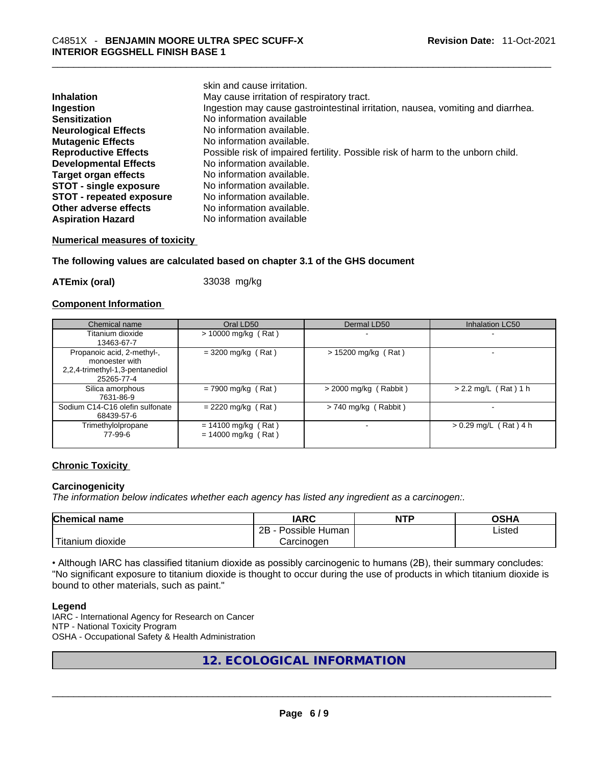| | |
|---|---|
| | skin and cause irritation. |
| **Inhalation** | May cause irritation of respiratory tract. |
| **Ingestion** | Ingestion may cause gastrointestinal irritation, nausea, vomiting and diarrhea. |
| **Sensitization** | No information available |
| **Neurological Effects** | No information available. |
| **Mutagenic Effects** | No information available. |
| **Reproductive Effects** | Possible risk of impaired fertility. Possible risk of harm to the unborn child. |
| **Developmental Effects** | No information available. |
| **Target organ effects** | No information available. |
| **STOT - single exposure** | No information available. |
| **STOT - repeated exposure** | No information available. |
| **Other adverse effects** | No information available. |
| **Aspiration Hazard** | No information available |

**Numerical measures of toxicity**

**The following values are calculated based on chapter 3.1 of the GHS document**

**ATEmix (oral)** 33038 mg/kg

**Component Information**

| Chemical name | Oral LD50 | Dermal LD50 | Inhalation LC50 |
|---|---|---|---|
| Titanium dioxide 13463-67-7 | > 10000 mg/kg ( Rat ) | - | - |
| Propanoic acid, 2-methyl-, monoester with 2,2,4-trimethyl-1,3-pentanediol 25265-77-4 | = 3200 mg/kg ( Rat ) | > 15200 mg/kg ( Rat ) | - |
| Silica amorphous 7631-86-9 | = 7900 mg/kg ( Rat ) | > 2000 mg/kg ( Rabbit ) | > 2.2 mg/L ( Rat ) 1 h |
| Sodium C14-C16 olefin sulfonate 68439-57-6 | = 2220 mg/kg ( Rat ) | > 740 mg/kg ( Rabbit ) | - |
| Trimethylolpropane 77-99-6 | = 14100 mg/kg ( Rat ) = 14000 mg/kg ( Rat ) | - | > 0.29 mg/L ( Rat ) 4 h |

**Chronic Toxicity**

**Carcinogenicity**

*The information below indicates whether each agency has listed any ingredient as a carcinogen:.*

| Chemical name | IARC | NTP | OSHA |
|---|---|---|---|
| Titanium dioxide | 2B - Possible Human Carcinogen | | Listed |

• Although IARC has classified titanium dioxide as possibly carcinogenic to humans (2B), their summary concludes: "No significant exposure to titanium dioxide is thought to occur during the use of products in which titanium dioxide is bound to other materials, such as paint."

**Legend**

IARC - International Agency for Research on Cancer
NTP - National Toxicity Program
OSHA - Occupational Safety & Health Administration

## 12. ECOLOGICAL INFORMATION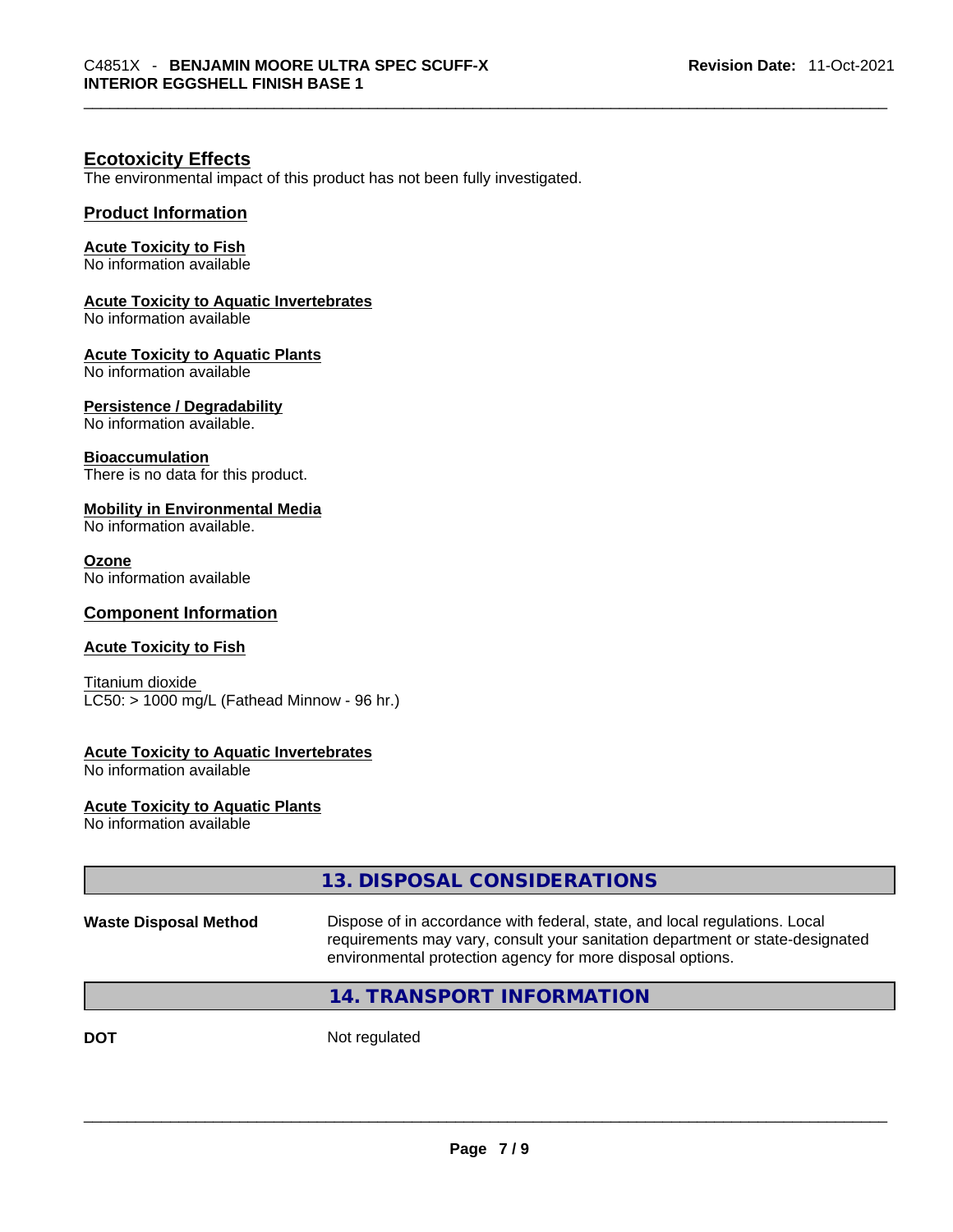## Ecotoxicity Effects

The environmental impact of this product has not been fully investigated.

### Product Information

**Acute Toxicity to Fish**
No information available

**Acute Toxicity to Aquatic Invertebrates**
No information available

**Acute Toxicity to Aquatic Plants**
No information available

**Persistence / Degradability**
No information available.

**Bioaccumulation**
There is no data for this product.

**Mobility in Environmental Media**
No information available.

**Ozone**
No information available

### Component Information

**Acute Toxicity to Fish**

Titanium dioxide
LC50: > 1000 mg/L (Fathead Minnow - 96 hr.)

**Acute Toxicity to Aquatic Invertebrates**
No information available

**Acute Toxicity to Aquatic Plants**
No information available

## 13. DISPOSAL CONSIDERATIONS

**Waste Disposal Method** Dispose of in accordance with federal, state, and local regulations. Local requirements may vary, consult your sanitation department or state-designated environmental protection agency for more disposal options.

## 14. TRANSPORT INFORMATION

**DOT** Not regulated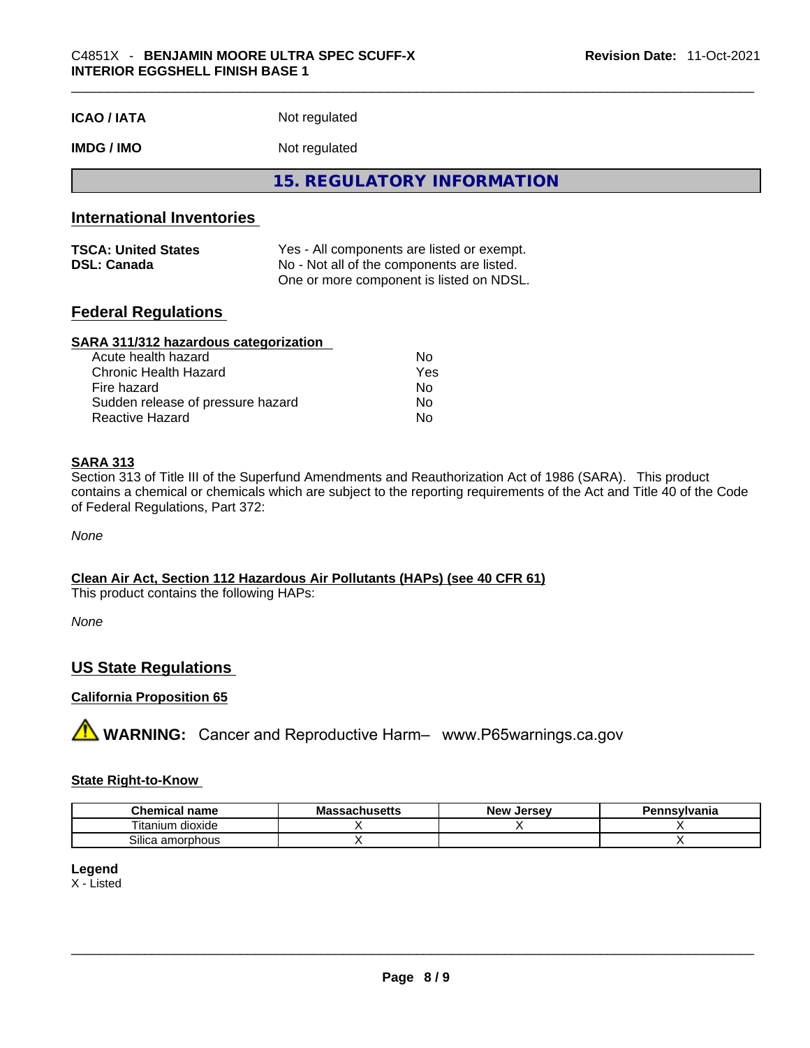| | |
|---|---|
| **ICAO / IATA** | Not regulated |
| **IMDG / IMO** | Not regulated |

## 15. REGULATORY INFORMATION

### International Inventories

| | |
|---|---|
| **TSCA: United States** | Yes - All components are listed or exempt. |
| **DSL: Canada** | No - Not all of the components are listed. One or more component is listed on NDSL. |

### Federal Regulations

**SARA 311/312 hazardous categorization**

| | |
|---|---|
| Acute health hazard | No |
| Chronic Health Hazard | Yes |
| Fire hazard | No |
| Sudden release of pressure hazard | No |
| Reactive Hazard | No |

**SARA 313**

Section 313 of Title III of the Superfund Amendments and Reauthorization Act of 1986 (SARA). This product contains a chemical or chemicals which are subject to the reporting requirements of the Act and Title 40 of the Code of Federal Regulations, Part 372:

*None*

**Clean Air Act, Section 112 Hazardous Air Pollutants (HAPs) (see 40 CFR 61)**

This product contains the following HAPs:

*None*

### US State Regulations

**California Proposition 65**

⚠ **WARNING:** Cancer and Reproductive Harm– www.P65warnings.ca.gov

**State Right-to-Know**

| Chemical name | Massachusetts | New Jersey | Pennsylvania |
|---|---|---|---|
| Titanium dioxide | X | X | X |
| Silica amorphous | X | | X |

**Legend**

X - Listed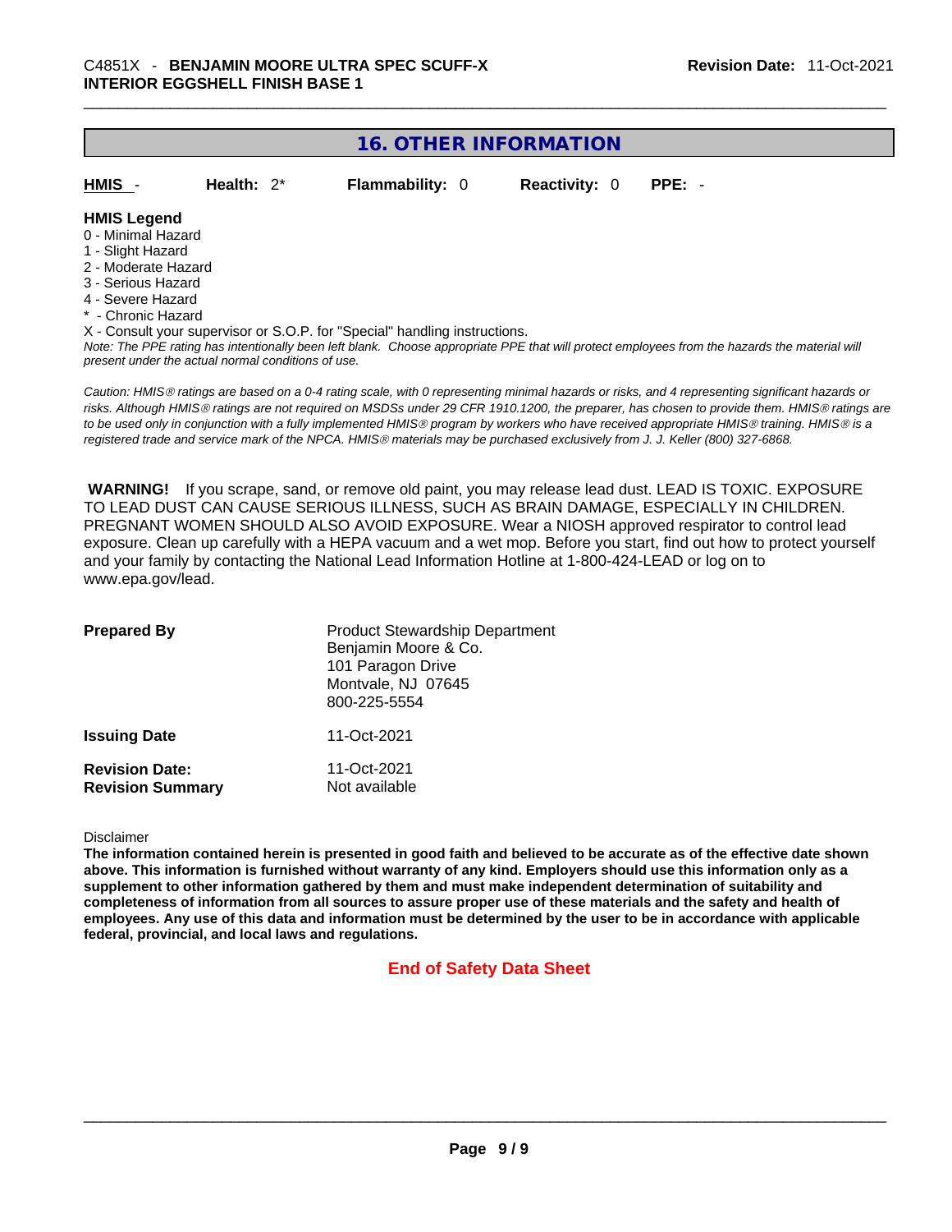## 16. OTHER INFORMATION

| HMIS - | Health: 2* | Flammability: 0 | Reactivity: 0 | PPE: - |
|---|---|---|---|---|

**HMIS Legend**
0 - Minimal Hazard
1 - Slight Hazard
2 - Moderate Hazard
3 - Serious Hazard
4 - Severe Hazard
* - Chronic Hazard
X - Consult your supervisor or S.O.P. for "Special" handling instructions.

*Note: The PPE rating has intentionally been left blank. Choose appropriate PPE that will protect employees from the hazards the material will present under the actual normal conditions of use.*

*Caution: HMIS® ratings are based on a 0-4 rating scale, with 0 representing minimal hazards or risks, and 4 representing significant hazards or risks. Although HMIS® ratings are not required on MSDSs under 29 CFR 1910.1200, the preparer, has chosen to provide them. HMIS® ratings are to be used only in conjunction with a fully implemented HMIS® program by workers who have received appropriate HMIS® training. HMIS® is a registered trade and service mark of the NPCA. HMIS® materials may be purchased exclusively from J. J. Keller (800) 327-6868.*

**WARNING!** If you scrape, sand, or remove old paint, you may release lead dust. LEAD IS TOXIC. EXPOSURE TO LEAD DUST CAN CAUSE SERIOUS ILLNESS, SUCH AS BRAIN DAMAGE, ESPECIALLY IN CHILDREN. PREGNANT WOMEN SHOULD ALSO AVOID EXPOSURE. Wear a NIOSH approved respirator to control lead exposure. Clean up carefully with a HEPA vacuum and a wet mop. Before you start, find out how to protect yourself and your family by contacting the National Lead Information Hotline at 1-800-424-LEAD or log on to www.epa.gov/lead.

| | |
|---|---|
| **Prepared By** | Product Stewardship Department<br>Benjamin Moore & Co.<br>101 Paragon Drive<br>Montvale, NJ 07645<br>800-225-5554 |
| **Issuing Date** | 11-Oct-2021 |
| **Revision Date:** | 11-Oct-2021 |
| **Revision Summary** | Not available |

Disclaimer

**The information contained herein is presented in good faith and believed to be accurate as of the effective date shown above. This information is furnished without warranty of any kind. Employers should use this information only as a supplement to other information gathered by them and must make independent determination of suitability and completeness of information from all sources to assure proper use of these materials and the safety and health of employees. Any use of this data and information must be determined by the user to be in accordance with applicable federal, provincial, and local laws and regulations.**

**End of Safety Data Sheet**